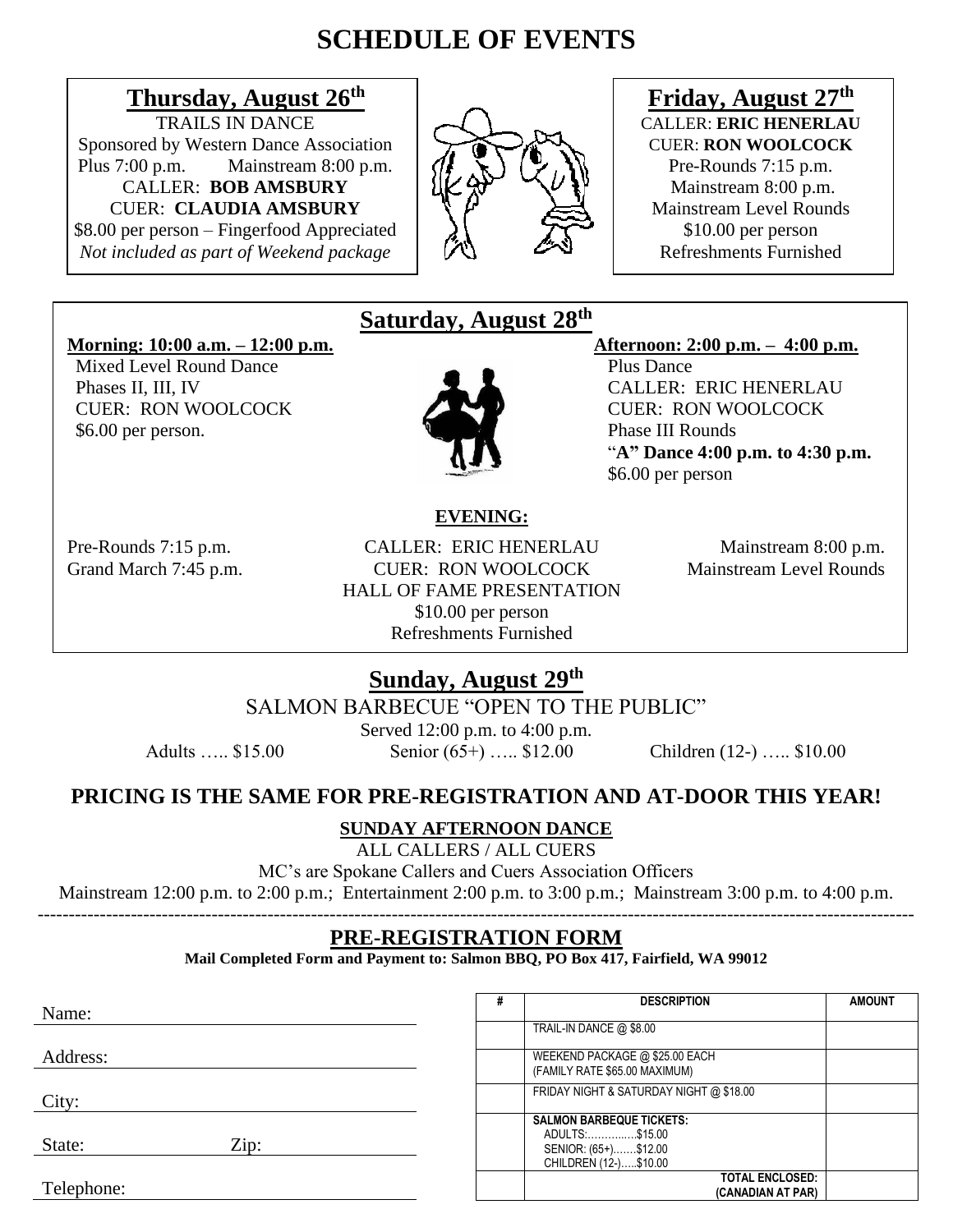# SCHEDULE OF EVENTS

## Thursday, August 26th

TRAILS IN DANCE
Sponsored by Western Dance Association
Plus 7:00 p.m. Mainstream 8:00 p.m.
CALLER: **BOB AMSBURY**
CUER: **CLAUDIA AMSBURY**
$8.00 per person – Fingerfood Appreciated
*Not included as part of Weekend package*

## Friday, August 27th

CALLER: **ERIC HENERLAU**
CUER: **RON WOOLCOCK**
Pre-Rounds 7:15 p.m.
Mainstream 8:00 p.m.
Mainstream Level Rounds
$10.00 per person
Refreshments Furnished

## Saturday, August 28th

**Morning: 10:00 a.m. – 12:00 p.m.**
Mixed Level Round Dance
Phases II, III, IV
CUER: RON WOOLCOCK
$6.00 per person.

**Afternoon: 2:00 p.m. – 4:00 p.m.**
Plus Dance
CALLER: ERIC HENERLAU
CUER: RON WOOLCOCK
Phase III Rounds
"**A" Dance 4:00 p.m. to 4:30 p.m.**
$6.00 per person

**EVENING:**

Pre-Rounds 7:15 p.m.
Grand March 7:45 p.m.
CALLER: ERIC HENERLAU
CUER: RON WOOLCOCK
HALL OF FAME PRESENTATION
$10.00 per person
Refreshments Furnished
Mainstream 8:00 p.m.
Mainstream Level Rounds

## Sunday, August 29th

SALMON BARBECUE "OPEN TO THE PUBLIC"
Served 12:00 p.m. to 4:00 p.m.
Adults ….. $15.00  Senior (65+) ….. $12.00  Children (12-) ….. $10.00

### PRICING IS THE SAME FOR PRE-REGISTRATION AND AT-DOOR THIS YEAR!

**SUNDAY AFTERNOON DANCE**
ALL CALLERS / ALL CUERS
MC's are Spokane Callers and Cuers Association Officers
Mainstream 12:00 p.m. to 2:00 p.m.; Entertainment 2:00 p.m. to 3:00 p.m.; Mainstream 3:00 p.m. to 4:00 p.m.

---

## PRE-REGISTRATION FORM

**Mail Completed Form and Payment to: Salmon BBQ, PO Box 417, Fairfield, WA 99012**

Name:

Address:

City:

State: Zip:

Telephone:

| # | DESCRIPTION | AMOUNT |
|---|---|---|
| | TRAIL-IN DANCE @ $8.00 | |
| | WEEKEND PACKAGE @ $25.00 EACH (FAMILY RATE $65.00 MAXIMUM) | |
| | FRIDAY NIGHT & SATURDAY NIGHT @ $18.00 | |
| | **SALMON BARBEQUE TICKETS:** ADULTS:..............$15.00 SENIOR: (65+).......$12.00 CHILDREN (12-).....$10.00 | |
| | **TOTAL ENCLOSED: (CANADIAN AT PAR)** | |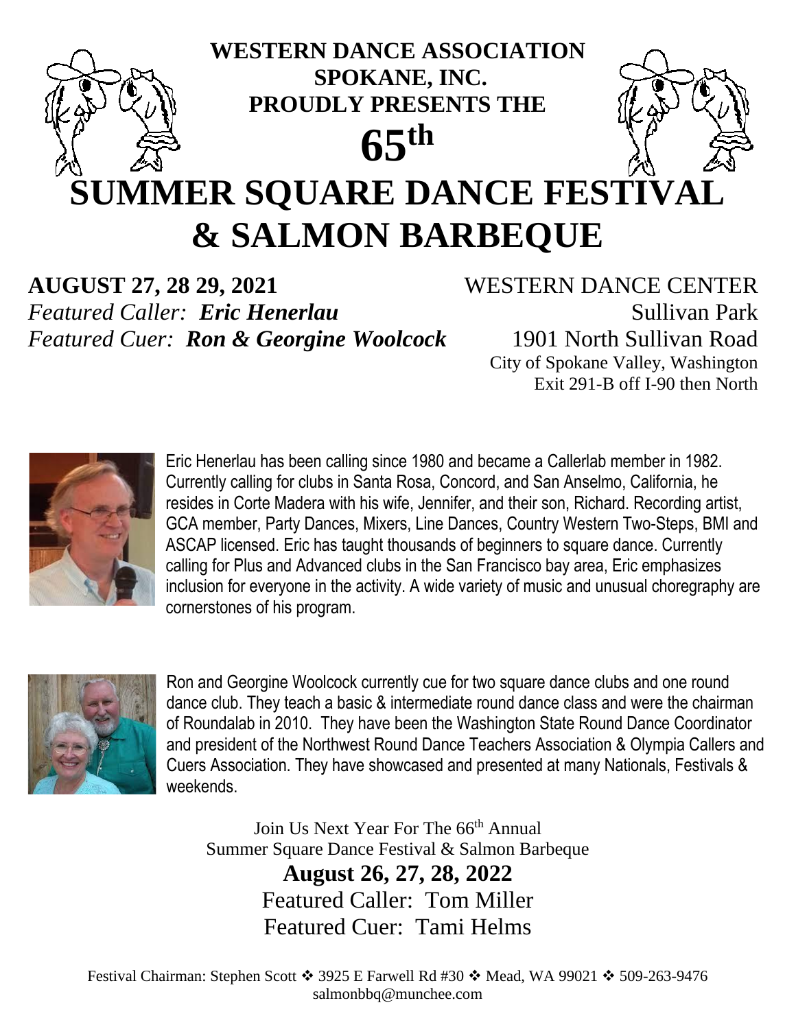# WESTERN DANCE ASSOCIATION SPOKANE, INC. PROUDLY PRESENTS THE

# 65th

# SUMMER SQUARE DANCE FESTIVAL & SALMON BARBEQUE

**AUGUST 27, 28 29, 2021**
*Featured Caller: **Eric Henerlau***
*Featured Cuer: **Ron & Georgine Woolcock***

WESTERN DANCE CENTER
Sullivan Park
1901 North Sullivan Road
City of Spokane Valley, Washington
Exit 291-B off I-90 then North

Eric Henerlau has been calling since 1980 and became a Callerlab member in 1982. Currently calling for clubs in Santa Rosa, Concord, and San Anselmo, California, he resides in Corte Madera with his wife, Jennifer, and their son, Richard. Recording artist, GCA member, Party Dances, Mixers, Line Dances, Country Western Two-Steps, BMI and ASCAP licensed. Eric has taught thousands of beginners to square dance. Currently calling for Plus and Advanced clubs in the San Francisco bay area, Eric emphasizes inclusion for everyone in the activity. A wide variety of music and unusual choregraphy are cornerstones of his program.

Ron and Georgine Woolcock currently cue for two square dance clubs and one round dance club. They teach a basic & intermediate round dance class and were the chairman of Roundalab in 2010. They have been the Washington State Round Dance Coordinator and president of the Northwest Round Dance Teachers Association & Olympia Callers and Cuers Association. They have showcased and presented at many Nationals, Festivals & weekends.

Join Us Next Year For The 66th Annual
Summer Square Dance Festival & Salmon Barbeque
**August 26, 27, 28, 2022**
Featured Caller: Tom Miller
Featured Cuer: Tami Helms

Festival Chairman: Stephen Scott ❖ 3925 E Farwell Rd #30 ❖ Mead, WA 99021 ❖ 509-263-9476
salmonbbq@munchee.com